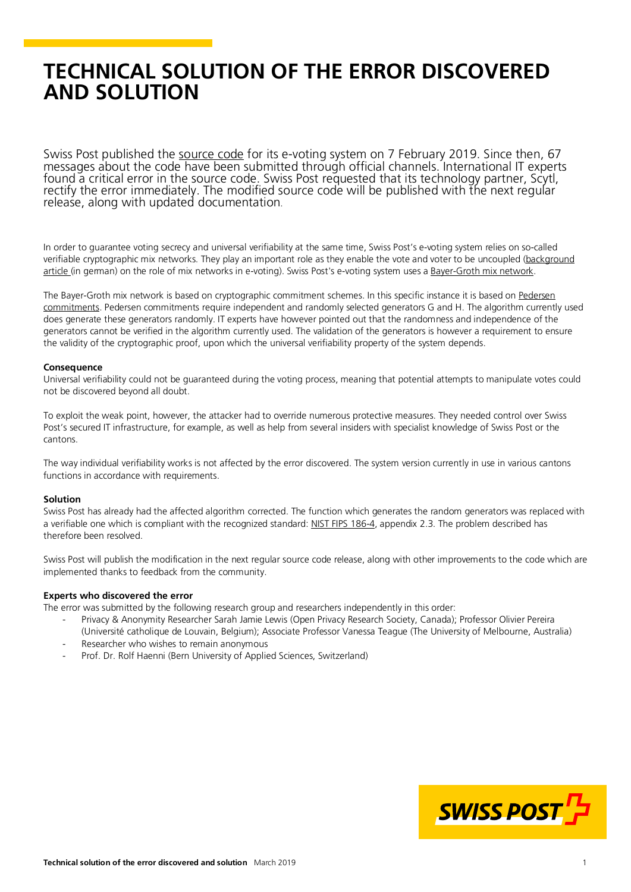# TECHNICAL SOLUTION OF THE ERROR DISCOVERED AND SOLUTION

Swiss Post published the source code for its e-voting system on 7 February 2019. Since then, 67 messages about the code have been submitted through official channels. International IT experts found a critical error in the source code. Swiss Post requested that its technology partner, Scytl, rectify the error immediately. The modified source code will be published with the next regular release, along with updated documentation.

In order to guarantee voting secrecy and universal verifiability at the same time, Swiss Post's e-voting system relies on so-called verifiable cryptographic mix networks. They play an important role as they enable the vote and voter to be uncoupled (background article (in german) on the role of mix networks in e-voting). Swiss Post's e-voting system uses a Bayer-Groth mix network.

The Bayer-Groth mix network is based on cryptographic commitment schemes. In this specific instance it is based on Pedersen commitments. Pedersen commitments require independent and randomly selected generators G and H. The algorithm currently used does generate these generators randomly. IT experts have however pointed out that the randomness and independence of the generators cannot be verified in the algorithm currently used. The validation of the generators is however a requirement to ensure the validity of the cryptographic proof, upon which the universal verifiability property of the system depends.

**Consequence**

Universal verifiability could not be guaranteed during the voting process, meaning that potential attempts to manipulate votes could not be discovered beyond all doubt.

To exploit the weak point, however, the attacker had to override numerous protective measures. They needed control over Swiss Post's secured IT infrastructure, for example, as well as help from several insiders with specialist knowledge of Swiss Post or the cantons.

The way individual verifiability works is not affected by the error discovered. The system version currently in use in various cantons functions in accordance with requirements.

**Solution**

Swiss Post has already had the affected algorithm corrected. The function which generates the random generators was replaced with a verifiable one which is compliant with the recognized standard: NIST FIPS 186-4, appendix 2.3. The problem described has therefore been resolved.

Swiss Post will publish the modification in the next regular source code release, along with other improvements to the code which are implemented thanks to feedback from the community.

**Experts who discovered the error**

The error was submitted by the following research group and researchers independently in this order:

- Privacy & Anonymity Researcher Sarah Jamie Lewis (Open Privacy Research Society, Canada); Professor Olivier Pereira (Université catholique de Louvain, Belgium); Associate Professor Vanessa Teague (The University of Melbourne, Australia)
- Researcher who wishes to remain anonymous
- Prof. Dr. Rolf Haenni (Bern University of Applied Sciences, Switzerland)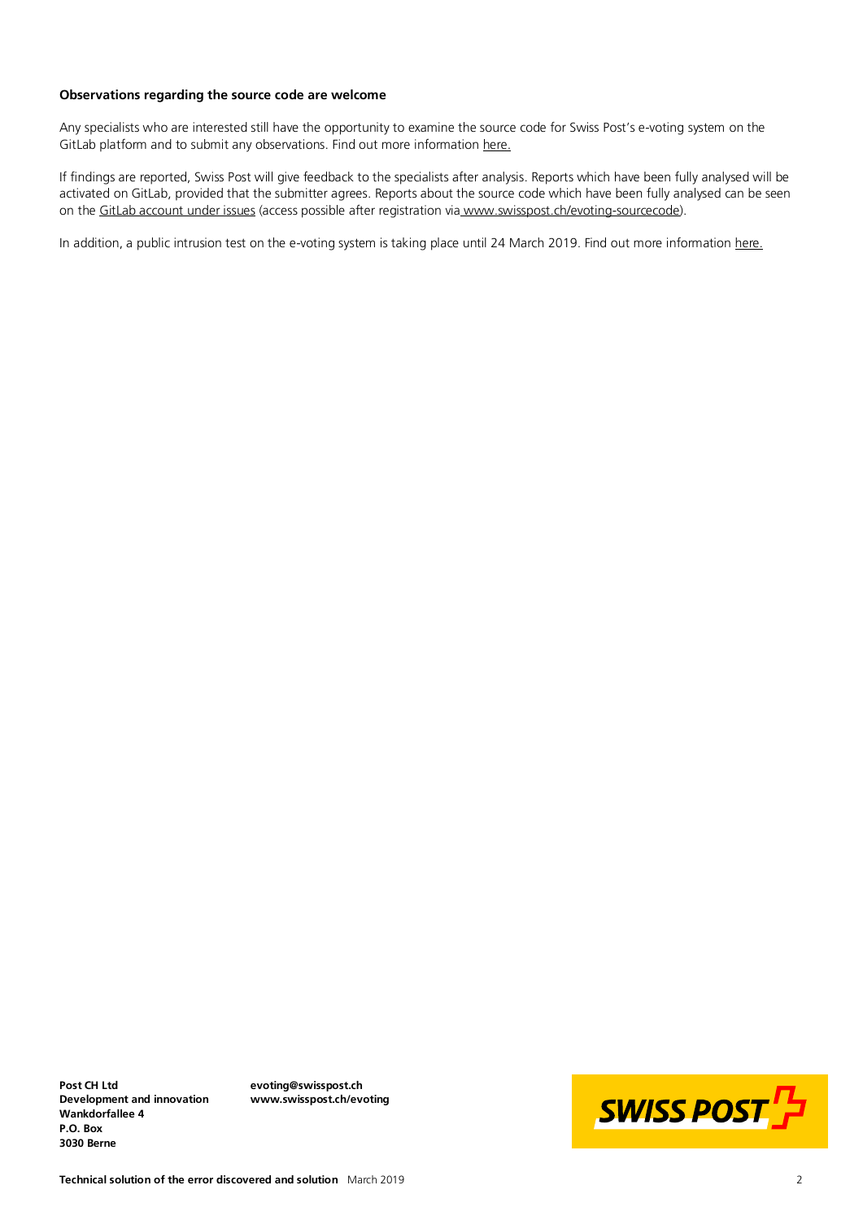**Observations regarding the source code are welcome**

Any specialists who are interested still have the opportunity to examine the source code for Swiss Post's e-voting system on the GitLab platform and to submit any observations. Find out more information here.

If findings are reported, Swiss Post will give feedback to the specialists after analysis. Reports which have been fully analysed will be activated on GitLab, provided that the submitter agrees. Reports about the source code which have been fully analysed can be seen on the GitLab account under issues (access possible after registration via www.swisspost.ch/evoting-sourcecode).

In addition, a public intrusion test on the e-voting system is taking place until 24 March 2019. Find out more information here.

**Post CH Ltd**
**Development and innovation**
**Wankdorfallee 4**
**P.O. Box**
**3030 Berne**

**evoting@swisspost.ch**
**www.swisspost.ch/evoting**